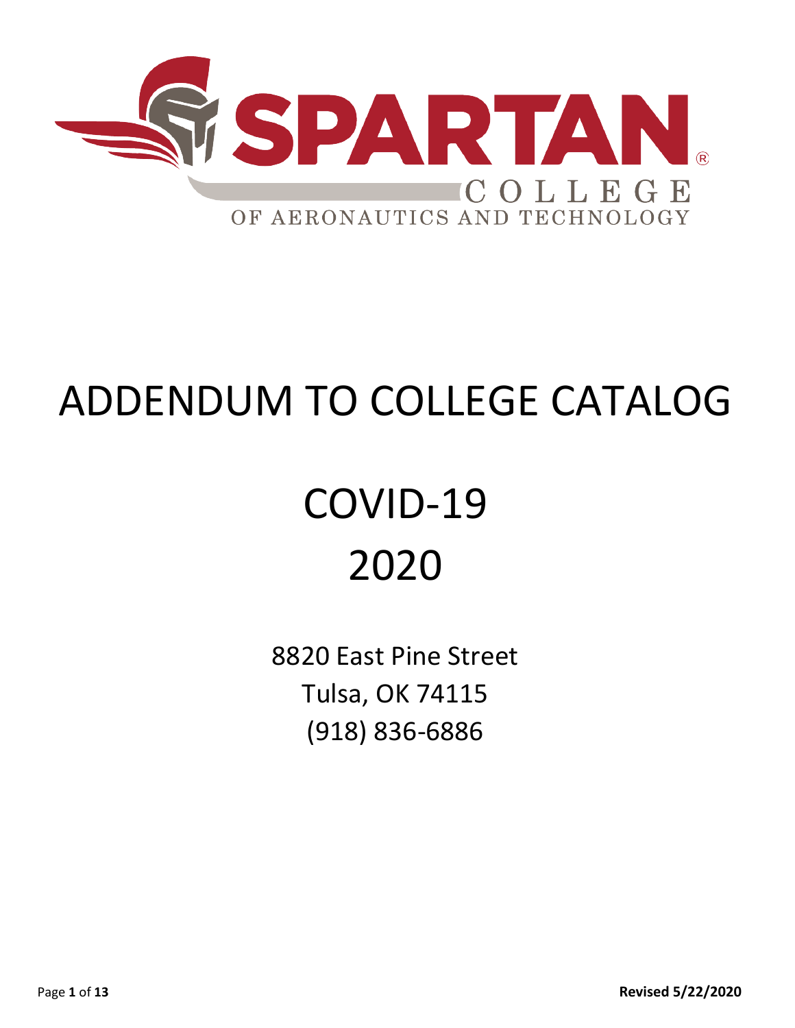SPARTAN®

COLLEGE

OF AERONAUTICS AND TECHNOLOGY

# ADDENDUM TO COLLEGE CATALOG

# COVID-19

# 2020

8820 East Pine Street

Tulsa, OK 74115

(918) 836-6886

**Revised 5/22/2020**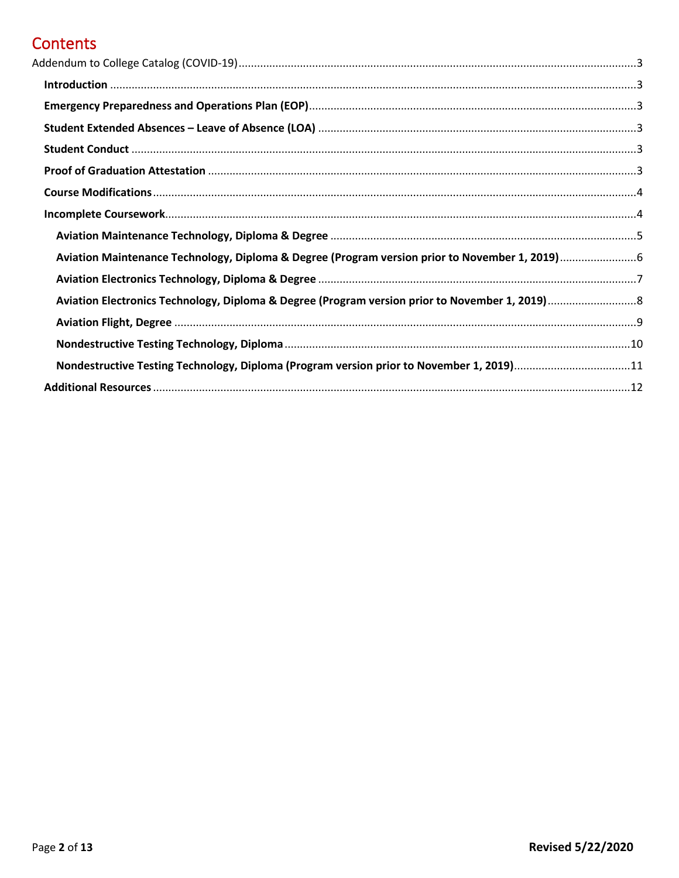# Contents

Addendum to College Catalog (COVID-19) ....... 3

- **Introduction** ....... 3
- **Emergency Preparedness and Operations Plan (EOP)** ....... 3
- **Student Extended Absences – Leave of Absence (LOA)** ....... 3
- **Student Conduct** ....... 3
- **Proof of Graduation Attestation** ....... 3
- **Course Modifications** ....... 4
- **Incomplete Coursework** ....... 4
  - **Aviation Maintenance Technology, Diploma & Degree** ....... 5
  - **Aviation Maintenance Technology, Diploma & Degree (Program version prior to November 1, 2019)** ....... 6
  - **Aviation Electronics Technology, Diploma & Degree** ....... 7
  - **Aviation Electronics Technology, Diploma & Degree (Program version prior to November 1, 2019)** ....... 8
  - **Aviation Flight, Degree** ....... 9
  - **Nondestructive Testing Technology, Diploma** ....... 10
  - **Nondestructive Testing Technology, Diploma (Program version prior to November 1, 2019)** ....... 11
- **Additional Resources** ....... 12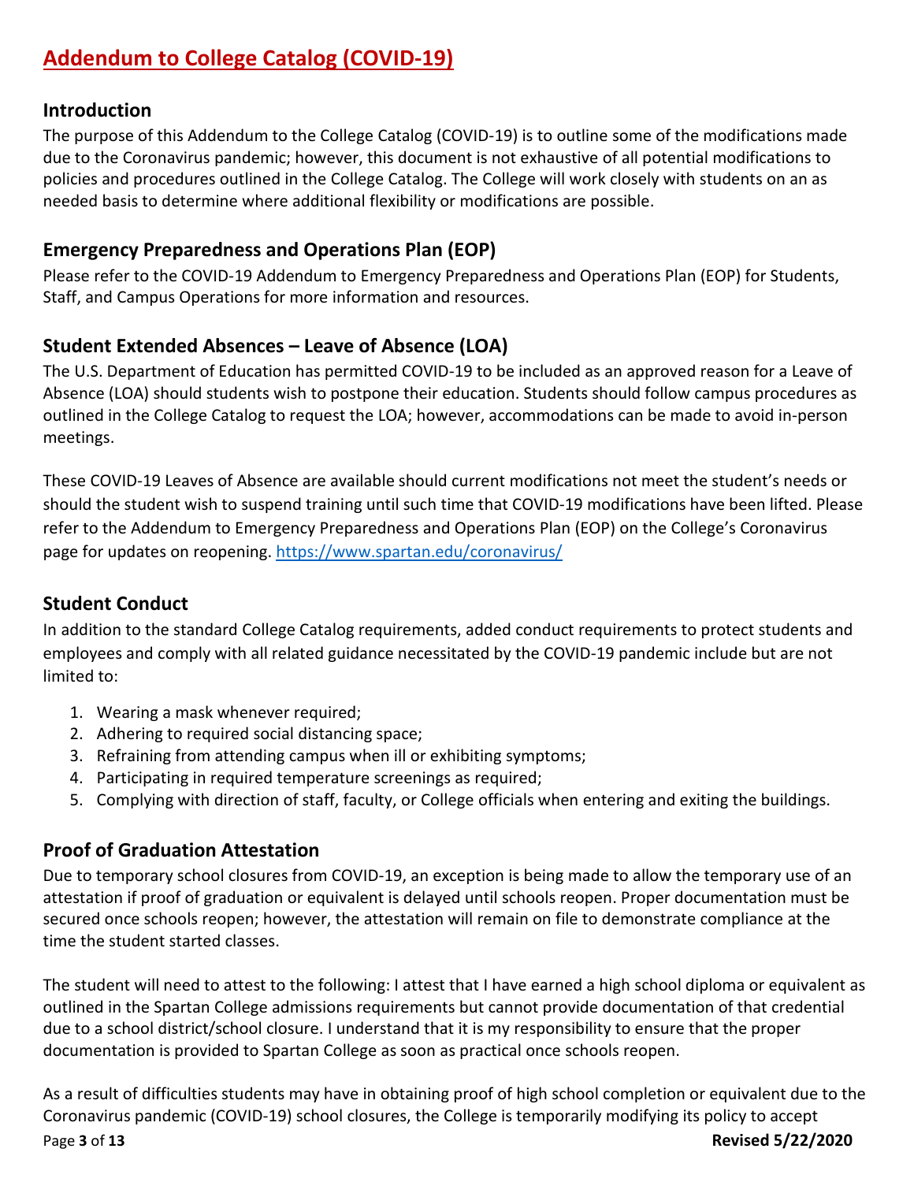# Addendum to College Catalog (COVID-19)

## Introduction

The purpose of this Addendum to the College Catalog (COVID-19) is to outline some of the modifications made due to the Coronavirus pandemic; however, this document is not exhaustive of all potential modifications to policies and procedures outlined in the College Catalog. The College will work closely with students on an as needed basis to determine where additional flexibility or modifications are possible.

## Emergency Preparedness and Operations Plan (EOP)

Please refer to the COVID-19 Addendum to Emergency Preparedness and Operations Plan (EOP) for Students, Staff, and Campus Operations for more information and resources.

## Student Extended Absences – Leave of Absence (LOA)

The U.S. Department of Education has permitted COVID-19 to be included as an approved reason for a Leave of Absence (LOA) should students wish to postpone their education. Students should follow campus procedures as outlined in the College Catalog to request the LOA; however, accommodations can be made to avoid in-person meetings.

These COVID-19 Leaves of Absence are available should current modifications not meet the student's needs or should the student wish to suspend training until such time that COVID-19 modifications have been lifted. Please refer to the Addendum to Emergency Preparedness and Operations Plan (EOP) on the College's Coronavirus page for updates on reopening. https://www.spartan.edu/coronavirus/

## Student Conduct

In addition to the standard College Catalog requirements, added conduct requirements to protect students and employees and comply with all related guidance necessitated by the COVID-19 pandemic include but are not limited to:

1. Wearing a mask whenever required;
2. Adhering to required social distancing space;
3. Refraining from attending campus when ill or exhibiting symptoms;
4. Participating in required temperature screenings as required;
5. Complying with direction of staff, faculty, or College officials when entering and exiting the buildings.

## Proof of Graduation Attestation

Due to temporary school closures from COVID-19, an exception is being made to allow the temporary use of an attestation if proof of graduation or equivalent is delayed until schools reopen. Proper documentation must be secured once schools reopen; however, the attestation will remain on file to demonstrate compliance at the time the student started classes.

The student will need to attest to the following: I attest that I have earned a high school diploma or equivalent as outlined in the Spartan College admissions requirements but cannot provide documentation of that credential due to a school district/school closure. I understand that it is my responsibility to ensure that the proper documentation is provided to Spartan College as soon as practical once schools reopen.

As a result of difficulties students may have in obtaining proof of high school completion or equivalent due to the Coronavirus pandemic (COVID-19) school closures, the College is temporarily modifying its policy to accept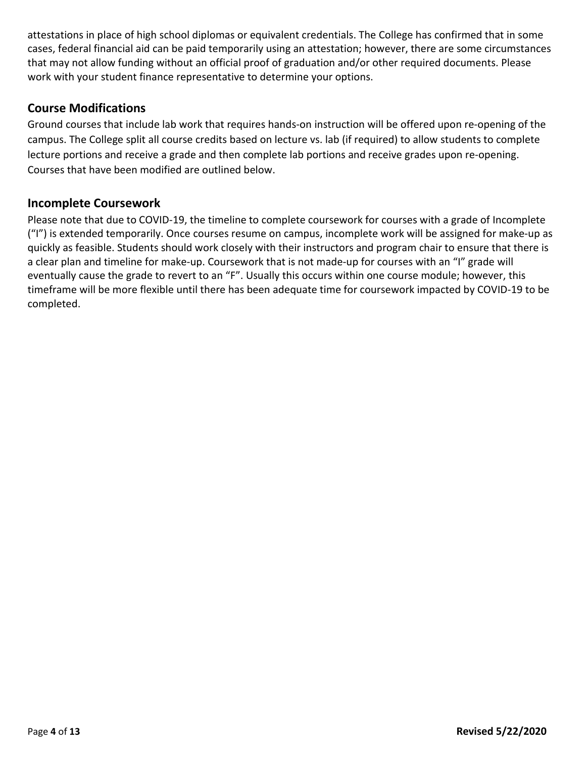attestations in place of high school diplomas or equivalent credentials. The College has confirmed that in some cases, federal financial aid can be paid temporarily using an attestation; however, there are some circumstances that may not allow funding without an official proof of graduation and/or other required documents. Please work with your student finance representative to determine your options.

## Course Modifications

Ground courses that include lab work that requires hands-on instruction will be offered upon re-opening of the campus. The College split all course credits based on lecture vs. lab (if required) to allow students to complete lecture portions and receive a grade and then complete lab portions and receive grades upon re-opening. Courses that have been modified are outlined below.

## Incomplete Coursework

Please note that due to COVID-19, the timeline to complete coursework for courses with a grade of Incomplete ("I") is extended temporarily. Once courses resume on campus, incomplete work will be assigned for make-up as quickly as feasible. Students should work closely with their instructors and program chair to ensure that there is a clear plan and timeline for make-up. Coursework that is not made-up for courses with an "I" grade will eventually cause the grade to revert to an "F". Usually this occurs within one course module; however, this timeframe will be more flexible until there has been adequate time for coursework impacted by COVID-19 to be completed.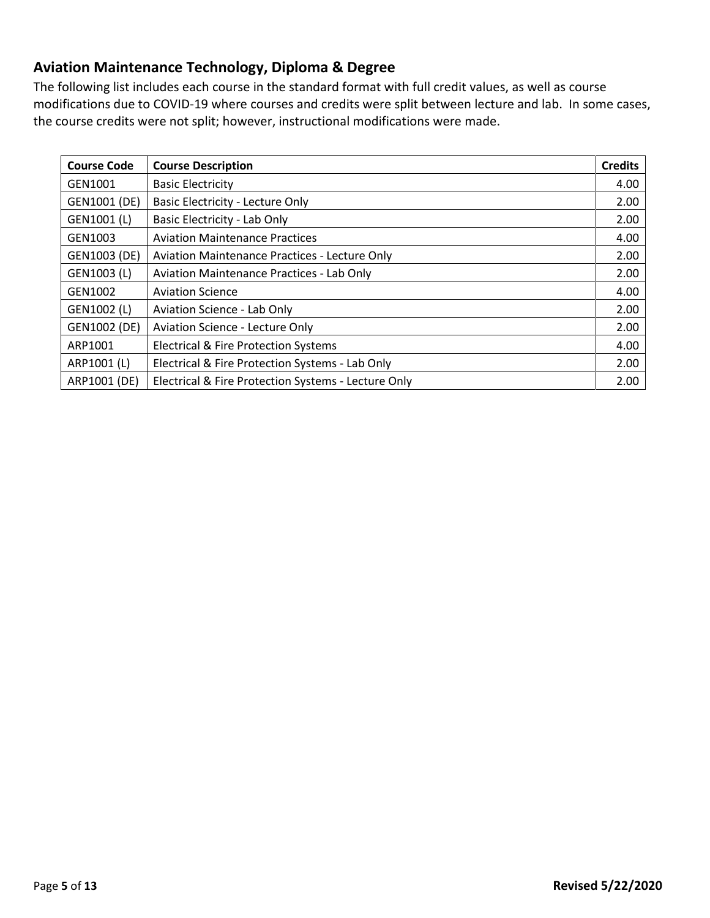## Aviation Maintenance Technology, Diploma & Degree

The following list includes each course in the standard format with full credit values, as well as course modifications due to COVID-19 where courses and credits were split between lecture and lab. In some cases, the course credits were not split; however, instructional modifications were made.

| Course Code | Course Description | Credits |
|---|---|---:|
| GEN1001 | Basic Electricity | 4.00 |
| GEN1001 (DE) | Basic Electricity - Lecture Only | 2.00 |
| GEN1001 (L) | Basic Electricity - Lab Only | 2.00 |
| GEN1003 | Aviation Maintenance Practices | 4.00 |
| GEN1003 (DE) | Aviation Maintenance Practices - Lecture Only | 2.00 |
| GEN1003 (L) | Aviation Maintenance Practices - Lab Only | 2.00 |
| GEN1002 | Aviation Science | 4.00 |
| GEN1002 (L) | Aviation Science - Lab Only | 2.00 |
| GEN1002 (DE) | Aviation Science - Lecture Only | 2.00 |
| ARP1001 | Electrical & Fire Protection Systems | 4.00 |
| ARP1001 (L) | Electrical & Fire Protection Systems - Lab Only | 2.00 |
| ARP1001 (DE) | Electrical & Fire Protection Systems - Lecture Only | 2.00 |

**Revised 5/22/2020**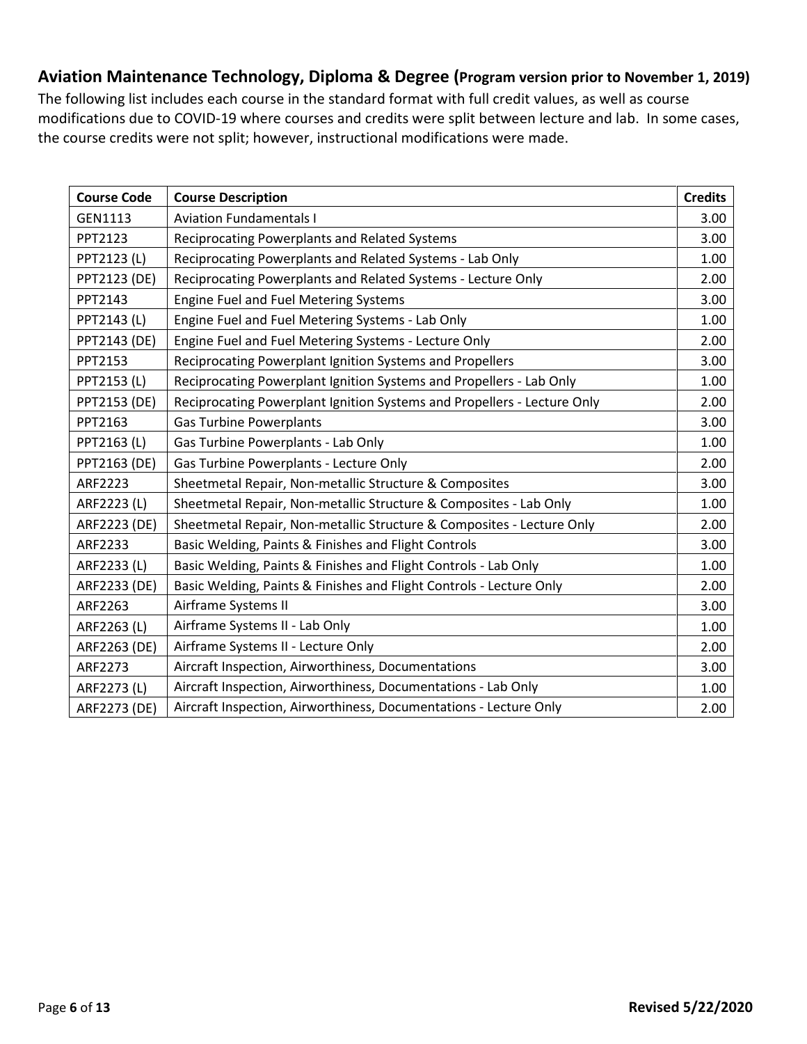## Aviation Maintenance Technology, Diploma & Degree (**Program version prior to November 1, 2019**)

The following list includes each course in the standard format with full credit values, as well as course modifications due to COVID-19 where courses and credits were split between lecture and lab. In some cases, the course credits were not split; however, instructional modifications were made.

| Course Code | Course Description | Credits |
|---|---|---|
| GEN1113 | Aviation Fundamentals I | 3.00 |
| PPT2123 | Reciprocating Powerplants and Related Systems | 3.00 |
| PPT2123 (L) | Reciprocating Powerplants and Related Systems - Lab Only | 1.00 |
| PPT2123 (DE) | Reciprocating Powerplants and Related Systems - Lecture Only | 2.00 |
| PPT2143 | Engine Fuel and Fuel Metering Systems | 3.00 |
| PPT2143 (L) | Engine Fuel and Fuel Metering Systems - Lab Only | 1.00 |
| PPT2143 (DE) | Engine Fuel and Fuel Metering Systems - Lecture Only | 2.00 |
| PPT2153 | Reciprocating Powerplant Ignition Systems and Propellers | 3.00 |
| PPT2153 (L) | Reciprocating Powerplant Ignition Systems and Propellers - Lab Only | 1.00 |
| PPT2153 (DE) | Reciprocating Powerplant Ignition Systems and Propellers - Lecture Only | 2.00 |
| PPT2163 | Gas Turbine Powerplants | 3.00 |
| PPT2163 (L) | Gas Turbine Powerplants - Lab Only | 1.00 |
| PPT2163 (DE) | Gas Turbine Powerplants - Lecture Only | 2.00 |
| ARF2223 | Sheetmetal Repair, Non-metallic Structure & Composites | 3.00 |
| ARF2223 (L) | Sheetmetal Repair, Non-metallic Structure & Composites - Lab Only | 1.00 |
| ARF2223 (DE) | Sheetmetal Repair, Non-metallic Structure & Composites - Lecture Only | 2.00 |
| ARF2233 | Basic Welding, Paints & Finishes and Flight Controls | 3.00 |
| ARF2233 (L) | Basic Welding, Paints & Finishes and Flight Controls - Lab Only | 1.00 |
| ARF2233 (DE) | Basic Welding, Paints & Finishes and Flight Controls - Lecture Only | 2.00 |
| ARF2263 | Airframe Systems II | 3.00 |
| ARF2263 (L) | Airframe Systems II - Lab Only | 1.00 |
| ARF2263 (DE) | Airframe Systems II - Lecture Only | 2.00 |
| ARF2273 | Aircraft Inspection, Airworthiness, Documentations | 3.00 |
| ARF2273 (L) | Aircraft Inspection, Airworthiness, Documentations - Lab Only | 1.00 |
| ARF2273 (DE) | Aircraft Inspection, Airworthiness, Documentations - Lecture Only | 2.00 |

**Revised 5/22/2020**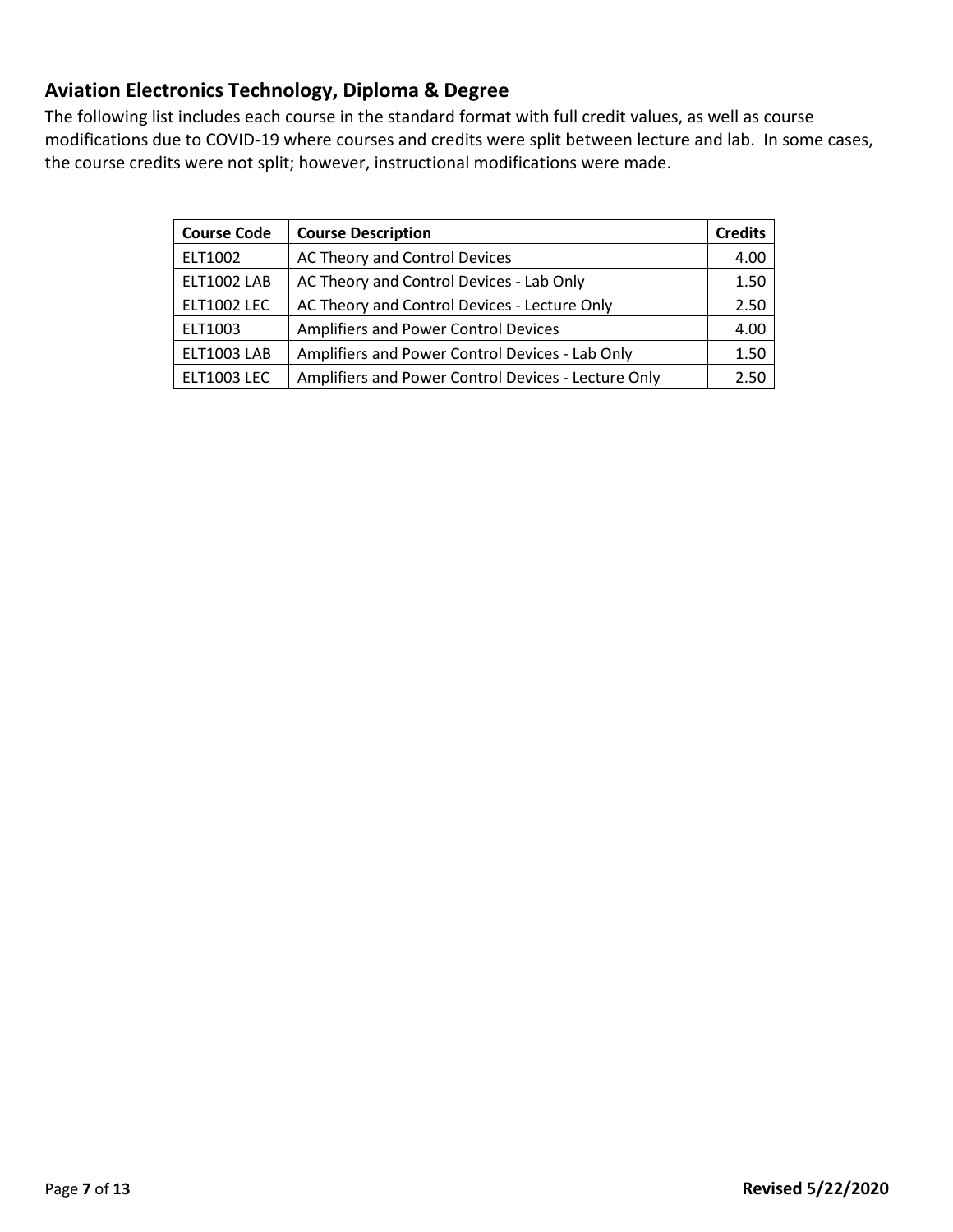## Aviation Electronics Technology, Diploma & Degree

The following list includes each course in the standard format with full credit values, as well as course modifications due to COVID-19 where courses and credits were split between lecture and lab. In some cases, the course credits were not split; however, instructional modifications were made.

| Course Code | Course Description | Credits |
|---|---|---|
| ELT1002 | AC Theory and Control Devices | 4.00 |
| ELT1002 LAB | AC Theory and Control Devices - Lab Only | 1.50 |
| ELT1002 LEC | AC Theory and Control Devices - Lecture Only | 2.50 |
| ELT1003 | Amplifiers and Power Control Devices | 4.00 |
| ELT1003 LAB | Amplifiers and Power Control Devices - Lab Only | 1.50 |
| ELT1003 LEC | Amplifiers and Power Control Devices - Lecture Only | 2.50 |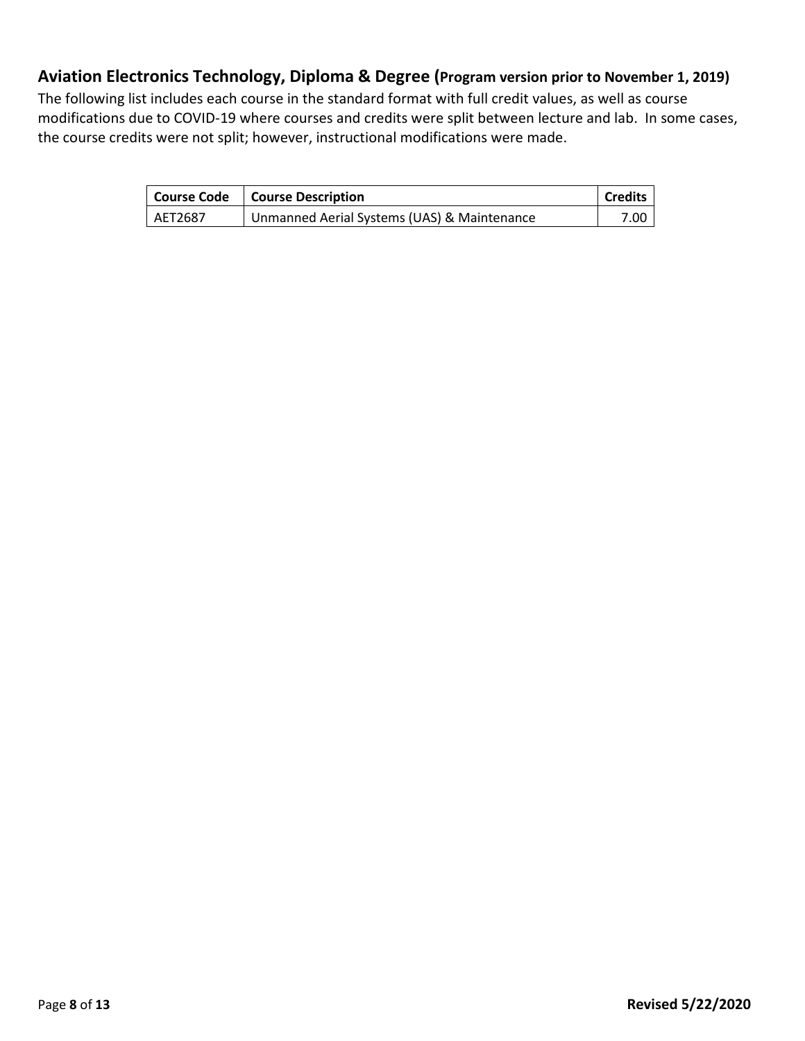## Aviation Electronics Technology, Diploma & Degree (**Program version prior to November 1, 2019)**

The following list includes each course in the standard format with full credit values, as well as course modifications due to COVID-19 where courses and credits were split between lecture and lab. In some cases, the course credits were not split; however, instructional modifications were made.

| Course Code | Course Description | Credits |
|---|---|---|
| AET2687 | Unmanned Aerial Systems (UAS) & Maintenance | 7.00 |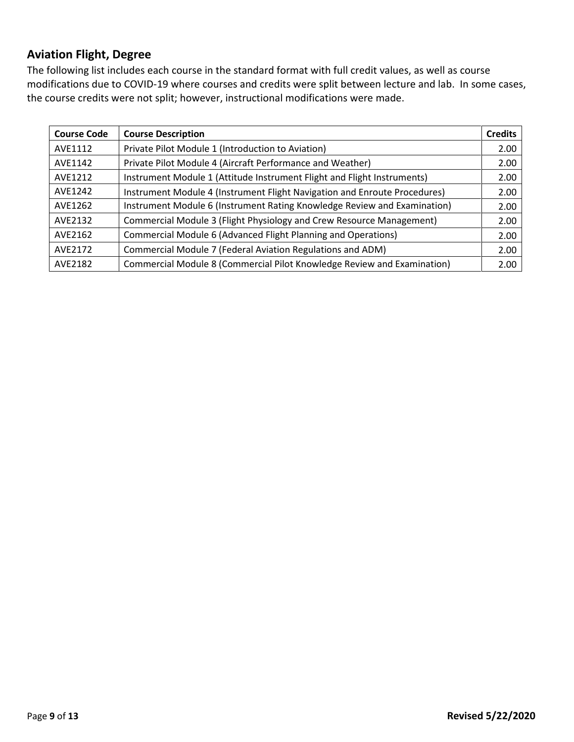## Aviation Flight, Degree

The following list includes each course in the standard format with full credit values, as well as course modifications due to COVID-19 where courses and credits were split between lecture and lab. In some cases, the course credits were not split; however, instructional modifications were made.

| Course Code | Course Description | Credits |
|---|---|---|
| AVE1112 | Private Pilot Module 1 (Introduction to Aviation) | 2.00 |
| AVE1142 | Private Pilot Module 4 (Aircraft Performance and Weather) | 2.00 |
| AVE1212 | Instrument Module 1 (Attitude Instrument Flight and Flight Instruments) | 2.00 |
| AVE1242 | Instrument Module 4 (Instrument Flight Navigation and Enroute Procedures) | 2.00 |
| AVE1262 | Instrument Module 6 (Instrument Rating Knowledge Review and Examination) | 2.00 |
| AVE2132 | Commercial Module 3 (Flight Physiology and Crew Resource Management) | 2.00 |
| AVE2162 | Commercial Module 6 (Advanced Flight Planning and Operations) | 2.00 |
| AVE2172 | Commercial Module 7 (Federal Aviation Regulations and ADM) | 2.00 |
| AVE2182 | Commercial Module 8 (Commercial Pilot Knowledge Review and Examination) | 2.00 |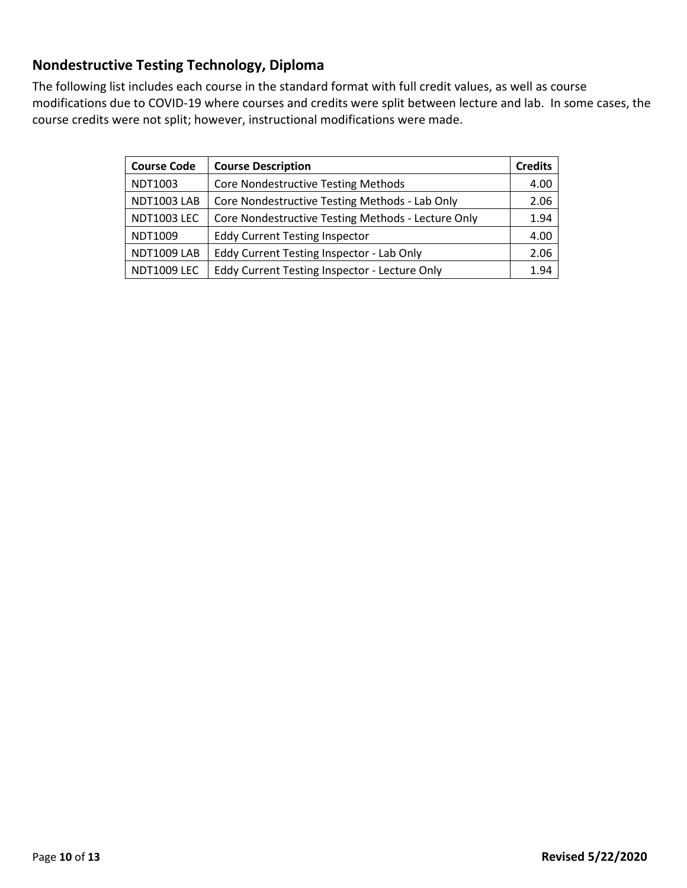## Nondestructive Testing Technology, Diploma

The following list includes each course in the standard format with full credit values, as well as course modifications due to COVID-19 where courses and credits were split between lecture and lab. In some cases, the course credits were not split; however, instructional modifications were made.

| Course Code | Course Description | Credits |
|---|---|---|
| NDT1003 | Core Nondestructive Testing Methods | 4.00 |
| NDT1003 LAB | Core Nondestructive Testing Methods - Lab Only | 2.06 |
| NDT1003 LEC | Core Nondestructive Testing Methods - Lecture Only | 1.94 |
| NDT1009 | Eddy Current Testing Inspector | 4.00 |
| NDT1009 LAB | Eddy Current Testing Inspector - Lab Only | 2.06 |
| NDT1009 LEC | Eddy Current Testing Inspector - Lecture Only | 1.94 |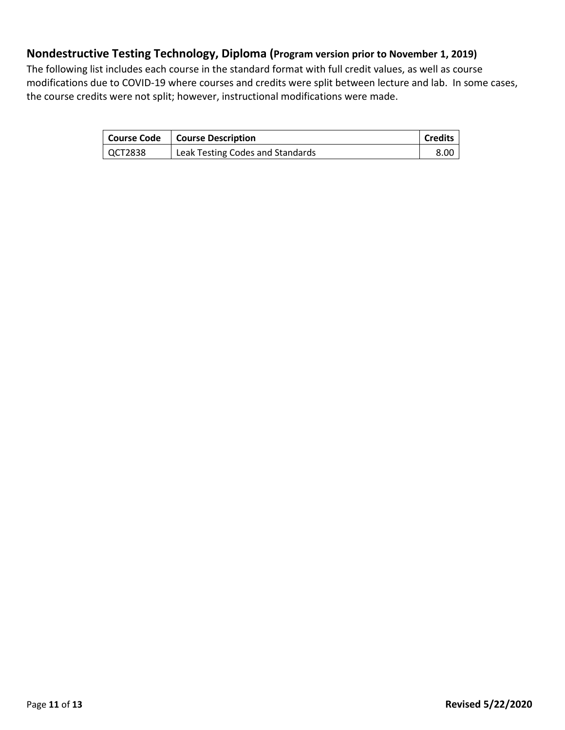## Nondestructive Testing Technology, Diploma (Program version prior to November 1, 2019)

The following list includes each course in the standard format with full credit values, as well as course modifications due to COVID-19 where courses and credits were split between lecture and lab. In some cases, the course credits were not split; however, instructional modifications were made.

| Course Code | Course Description | Credits |
|---|---|---|
| QCT2838 | Leak Testing Codes and Standards | 8.00 |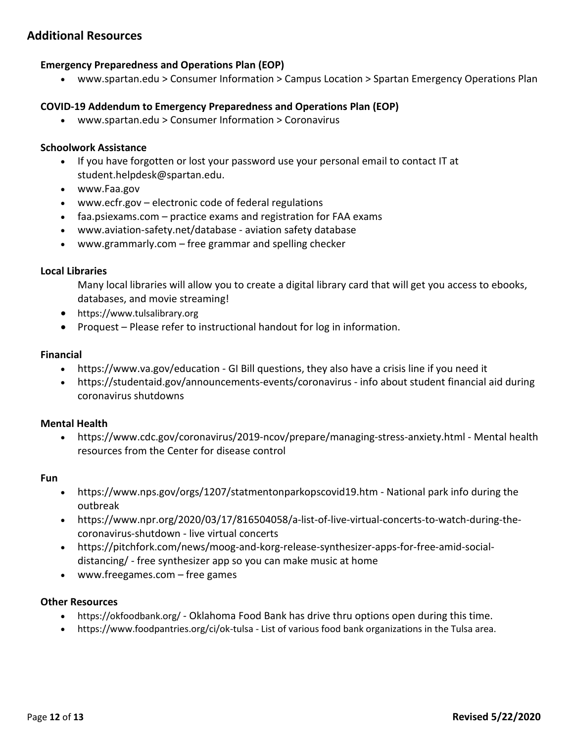## Additional Resources

### Emergency Preparedness and Operations Plan (EOP)

- www.spartan.edu > Consumer Information > Campus Location > Spartan Emergency Operations Plan

### COVID-19 Addendum to Emergency Preparedness and Operations Plan (EOP)

- www.spartan.edu > Consumer Information > Coronavirus

### Schoolwork Assistance

- If you have forgotten or lost your password use your personal email to contact IT at student.helpdesk@spartan.edu.
- www.Faa.gov
- www.ecfr.gov – electronic code of federal regulations
- faa.psiexams.com – practice exams and registration for FAA exams
- www.aviation-safety.net/database - aviation safety database
- www.grammarly.com – free grammar and spelling checker

### Local Libraries

Many local libraries will allow you to create a digital library card that will get you access to ebooks, databases, and movie streaming!

- https://www.tulsalibrary.org
- Proquest – Please refer to instructional handout for log in information.

### Financial

- https://www.va.gov/education - GI Bill questions, they also have a crisis line if you need it
- https://studentaid.gov/announcements-events/coronavirus - info about student financial aid during coronavirus shutdowns

### Mental Health

- https://www.cdc.gov/coronavirus/2019-ncov/prepare/managing-stress-anxiety.html - Mental health resources from the Center for disease control

### Fun

- https://www.nps.gov/orgs/1207/statmentonparkopscovid19.htm - National park info during the outbreak
- https://www.npr.org/2020/03/17/816504058/a-list-of-live-virtual-concerts-to-watch-during-the-coronavirus-shutdown - live virtual concerts
- https://pitchfork.com/news/moog-and-korg-release-synthesizer-apps-for-free-amid-social-distancing/ - free synthesizer app so you can make music at home
- www.freegames.com – free games

### Other Resources

- https://okfoodbank.org/ - Oklahoma Food Bank has drive thru options open during this time.
- https://www.foodpantries.org/ci/ok-tulsa - List of various food bank organizations in the Tulsa area.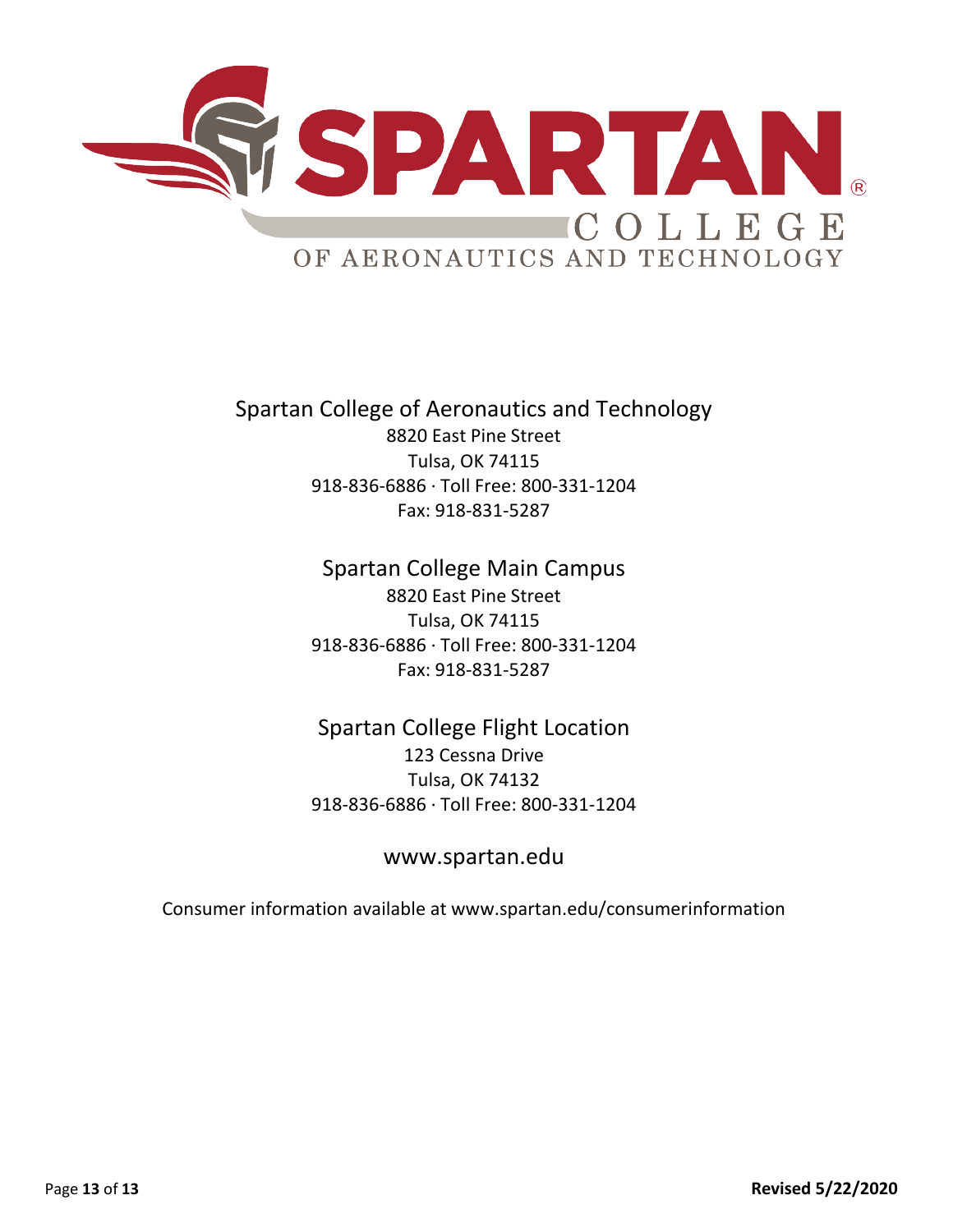SPARTAN COLLEGE OF AERONAUTICS AND TECHNOLOGY

## Spartan College of Aeronautics and Technology

8820 East Pine Street
Tulsa, OK 74115
918-836-6886 · Toll Free: 800-331-1204
Fax: 918-831-5287

## Spartan College Main Campus

8820 East Pine Street
Tulsa, OK 74115
918-836-6886 · Toll Free: 800-331-1204
Fax: 918-831-5287

## Spartan College Flight Location

123 Cessna Drive
Tulsa, OK 74132
918-836-6886 · Toll Free: 800-331-1204

www.spartan.edu

Consumer information available at www.spartan.edu/consumerinformation

**Revised 5/22/2020**